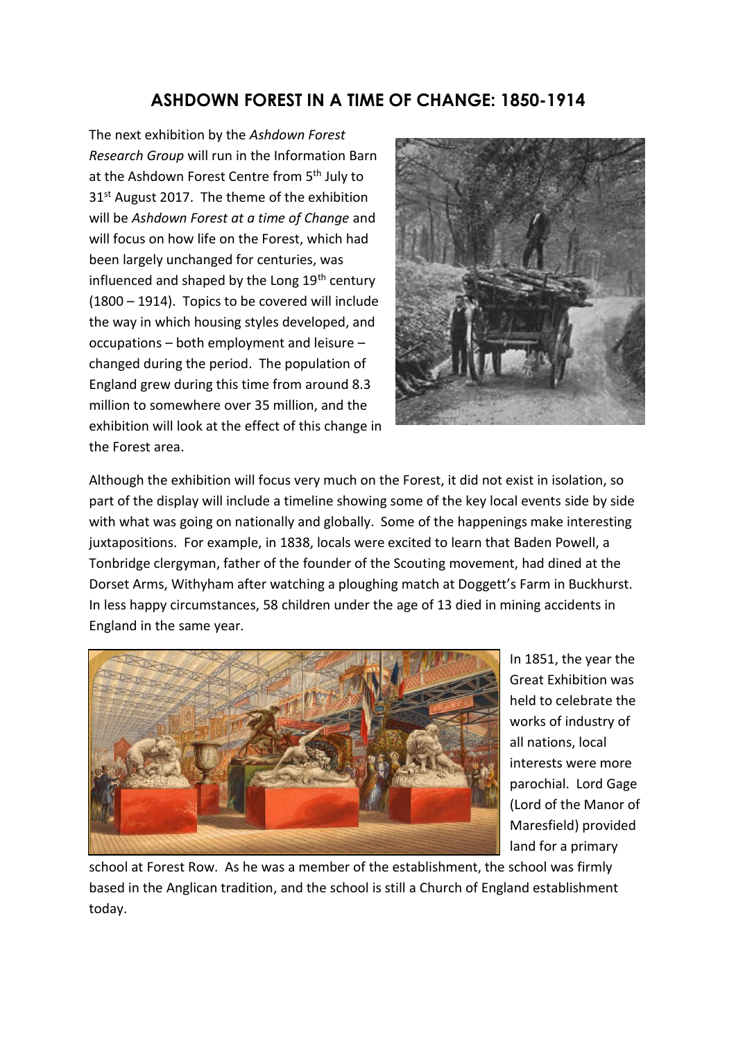# ASHDOWN FOREST IN A TIME OF CHANGE: 1850-1914

The next exhibition by the *Ashdown Forest Research Group* will run in the Information Barn at the Ashdown Forest Centre from 5th July to 31st August 2017. The theme of the exhibition will be *Ashdown Forest at a time of Change* and will focus on how life on the Forest, which had been largely unchanged for centuries, was influenced and shaped by the Long 19th century (1800 – 1914). Topics to be covered will include the way in which housing styles developed, and occupations – both employment and leisure – changed during the period. The population of England grew during this time from around 8.3 million to somewhere over 35 million, and the exhibition will look at the effect of this change in the Forest area.

Although the exhibition will focus very much on the Forest, it did not exist in isolation, so part of the display will include a timeline showing some of the key local events side by side with what was going on nationally and globally. Some of the happenings make interesting juxtapositions. For example, in 1838, locals were excited to learn that Baden Powell, a Tonbridge clergyman, father of the founder of the Scouting movement, had dined at the Dorset Arms, Withyham after watching a ploughing match at Doggett's Farm in Buckhurst. In less happy circumstances, 58 children under the age of 13 died in mining accidents in England in the same year.

In 1851, the year the Great Exhibition was held to celebrate the works of industry of all nations, local interests were more parochial. Lord Gage (Lord of the Manor of Maresfield) provided land for a primary school at Forest Row. As he was a member of the establishment, the school was firmly based in the Anglican tradition, and the school is still a Church of England establishment today.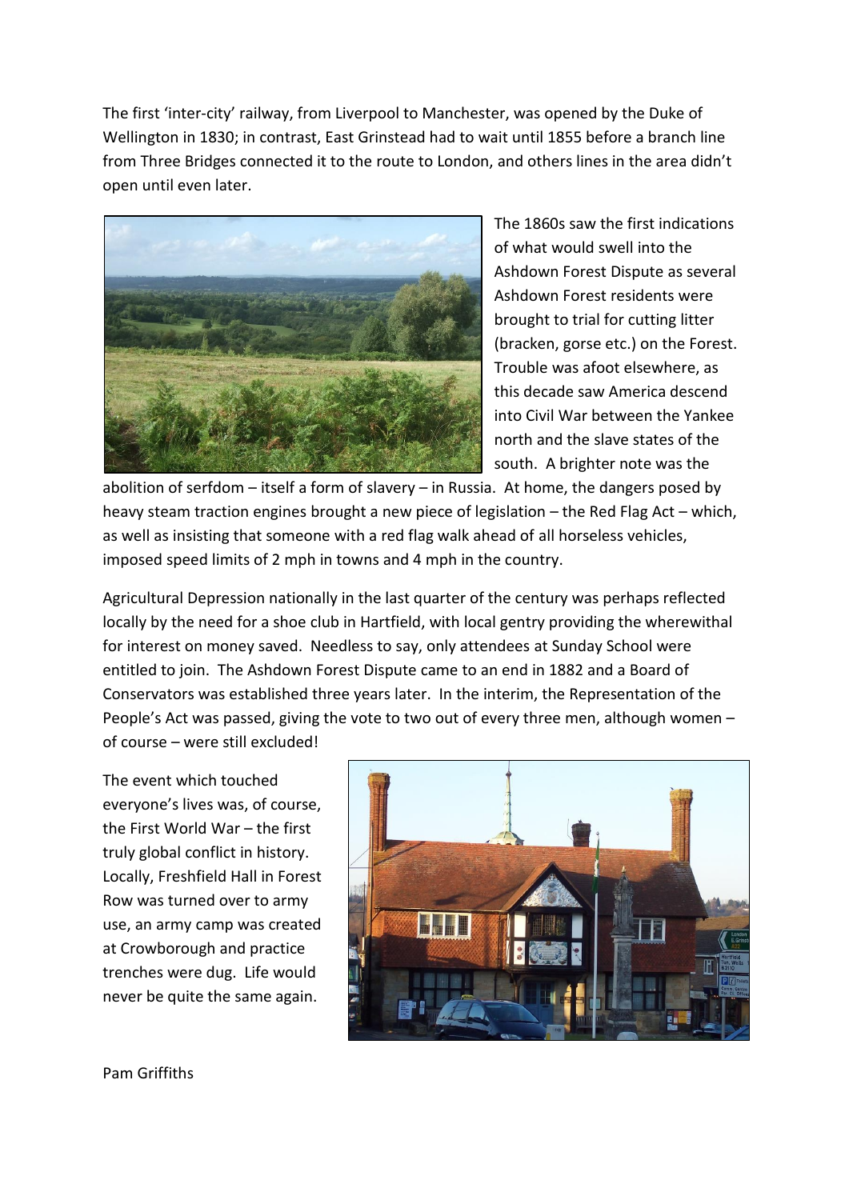The first 'inter-city' railway, from Liverpool to Manchester, was opened by the Duke of Wellington in 1830; in contrast, East Grinstead had to wait until 1855 before a branch line from Three Bridges connected it to the route to London, and others lines in the area didn't open until even later.

The 1860s saw the first indications of what would swell into the Ashdown Forest Dispute as several Ashdown Forest residents were brought to trial for cutting litter (bracken, gorse etc.) on the Forest. Trouble was afoot elsewhere, as this decade saw America descend into Civil War between the Yankee north and the slave states of the south. A brighter note was the abolition of serfdom – itself a form of slavery – in Russia. At home, the dangers posed by heavy steam traction engines brought a new piece of legislation – the Red Flag Act – which, as well as insisting that someone with a red flag walk ahead of all horseless vehicles, imposed speed limits of 2 mph in towns and 4 mph in the country.

Agricultural Depression nationally in the last quarter of the century was perhaps reflected locally by the need for a shoe club in Hartfield, with local gentry providing the wherewithal for interest on money saved. Needless to say, only attendees at Sunday School were entitled to join. The Ashdown Forest Dispute came to an end in 1882 and a Board of Conservators was established three years later. In the interim, the Representation of the People's Act was passed, giving the vote to two out of every three men, although women – of course – were still excluded!

The event which touched everyone's lives was, of course, the First World War – the first truly global conflict in history. Locally, Freshfield Hall in Forest Row was turned over to army use, an army camp was created at Crowborough and practice trenches were dug. Life would never be quite the same again.

Pam Griffiths